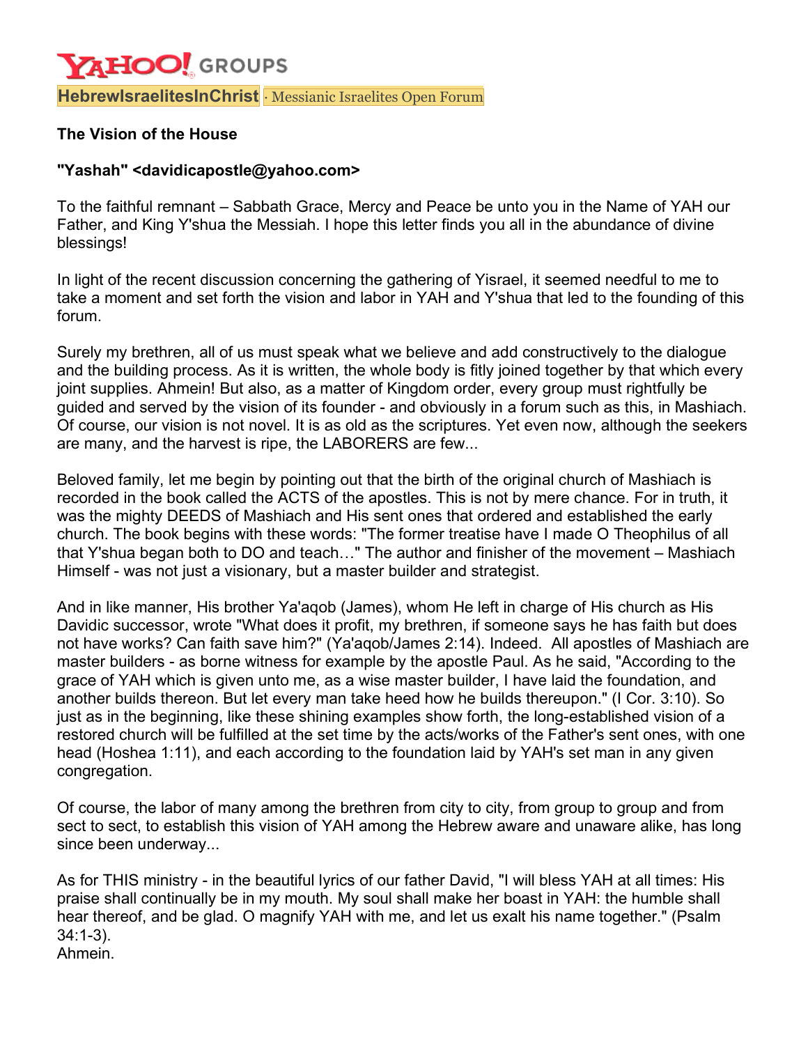YAHOO! GROUPS

**HebrewIsraelitesInChrist** · Messianic Israelites Open Forum

**The Vision of the House**

**"Yashah" <davidicapostle@yahoo.com>**

To the faithful remnant – Sabbath Grace, Mercy and Peace be unto you in the Name of YAH our Father, and King Y'shua the Messiah. I hope this letter finds you all in the abundance of divine blessings!

In light of the recent discussion concerning the gathering of Yisrael, it seemed needful to me to take a moment and set forth the vision and labor in YAH and Y'shua that led to the founding of this forum.

Surely my brethren, all of us must speak what we believe and add constructively to the dialogue and the building process. As it is written, the whole body is fitly joined together by that which every joint supplies. Ahmein! But also, as a matter of Kingdom order, every group must rightfully be guided and served by the vision of its founder - and obviously in a forum such as this, in Mashiach. Of course, our vision is not novel. It is as old as the scriptures. Yet even now, although the seekers are many, and the harvest is ripe, the LABORERS are few...

Beloved family, let me begin by pointing out that the birth of the original church of Mashiach is recorded in the book called the ACTS of the apostles. This is not by mere chance. For in truth, it was the mighty DEEDS of Mashiach and His sent ones that ordered and established the early church. The book begins with these words: "The former treatise have I made O Theophilus of all that Y'shua began both to DO and teach…" The author and finisher of the movement – Mashiach Himself - was not just a visionary, but a master builder and strategist.

And in like manner, His brother Ya'aqob (James), whom He left in charge of His church as His Davidic successor, wrote "What does it profit, my brethren, if someone says he has faith but does not have works? Can faith save him?" (Ya'aqob/James 2:14). Indeed. All apostles of Mashiach are master builders - as borne witness for example by the apostle Paul. As he said, "According to the grace of YAH which is given unto me, as a wise master builder, I have laid the foundation, and another builds thereon. But let every man take heed how he builds thereupon." (I Cor. 3:10). So just as in the beginning, like these shining examples show forth, the long-established vision of a restored church will be fulfilled at the set time by the acts/works of the Father's sent ones, with one head (Hoshea 1:11), and each according to the foundation laid by YAH's set man in any given congregation.

Of course, the labor of many among the brethren from city to city, from group to group and from sect to sect, to establish this vision of YAH among the Hebrew aware and unaware alike, has long since been underway...

As for THIS ministry - in the beautiful lyrics of our father David, "I will bless YAH at all times: His praise shall continually be in my mouth. My soul shall make her boast in YAH: the humble shall hear thereof, and be glad. O magnify YAH with me, and let us exalt his name together." (Psalm 34:1-3).
Ahmein.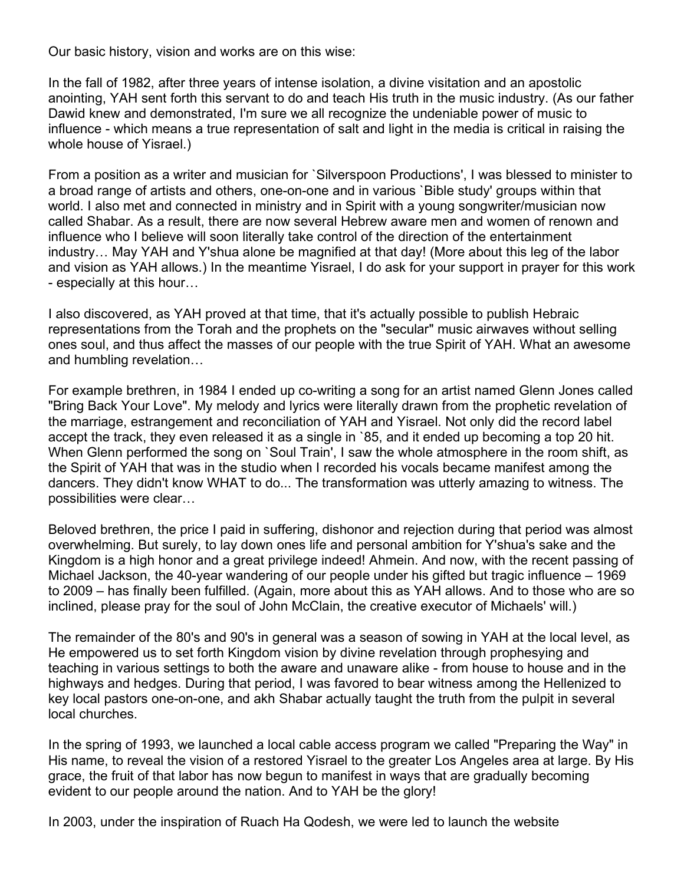Our basic history, vision and works are on this wise:

In the fall of 1982, after three years of intense isolation, a divine visitation and an apostolic anointing, YAH sent forth this servant to do and teach His truth in the music industry. (As our father Dawid knew and demonstrated, I'm sure we all recognize the undeniable power of music to influence - which means a true representation of salt and light in the media is critical in raising the whole house of Yisrael.)

From a position as a writer and musician for `Silverspoon Productions', I was blessed to minister to a broad range of artists and others, one-on-one and in various `Bible study' groups within that world. I also met and connected in ministry and in Spirit with a young songwriter/musician now called Shabar. As a result, there are now several Hebrew aware men and women of renown and influence who I believe will soon literally take control of the direction of the entertainment industry… May YAH and Y'shua alone be magnified at that day! (More about this leg of the labor and vision as YAH allows.) In the meantime Yisrael, I do ask for your support in prayer for this work - especially at this hour…

I also discovered, as YAH proved at that time, that it's actually possible to publish Hebraic representations from the Torah and the prophets on the "secular" music airwaves without selling ones soul, and thus affect the masses of our people with the true Spirit of YAH. What an awesome and humbling revelation…

For example brethren, in 1984 I ended up co-writing a song for an artist named Glenn Jones called "Bring Back Your Love". My melody and lyrics were literally drawn from the prophetic revelation of the marriage, estrangement and reconciliation of YAH and Yisrael. Not only did the record label accept the track, they even released it as a single in `85, and it ended up becoming a top 20 hit. When Glenn performed the song on `Soul Train', I saw the whole atmosphere in the room shift, as the Spirit of YAH that was in the studio when I recorded his vocals became manifest among the dancers. They didn't know WHAT to do... The transformation was utterly amazing to witness. The possibilities were clear…

Beloved brethren, the price I paid in suffering, dishonor and rejection during that period was almost overwhelming. But surely, to lay down ones life and personal ambition for Y'shua's sake and the Kingdom is a high honor and a great privilege indeed! Ahmein. And now, with the recent passing of Michael Jackson, the 40-year wandering of our people under his gifted but tragic influence – 1969 to 2009 – has finally been fulfilled. (Again, more about this as YAH allows. And to those who are so inclined, please pray for the soul of John McClain, the creative executor of Michaels' will.)

The remainder of the 80's and 90's in general was a season of sowing in YAH at the local level, as He empowered us to set forth Kingdom vision by divine revelation through prophesying and teaching in various settings to both the aware and unaware alike - from house to house and in the highways and hedges. During that period, I was favored to bear witness among the Hellenized to key local pastors one-on-one, and akh Shabar actually taught the truth from the pulpit in several local churches.

In the spring of 1993, we launched a local cable access program we called "Preparing the Way" in His name, to reveal the vision of a restored Yisrael to the greater Los Angeles area at large. By His grace, the fruit of that labor has now begun to manifest in ways that are gradually becoming evident to our people around the nation. And to YAH be the glory!

In 2003, under the inspiration of Ruach Ha Qodesh, we were led to launch the website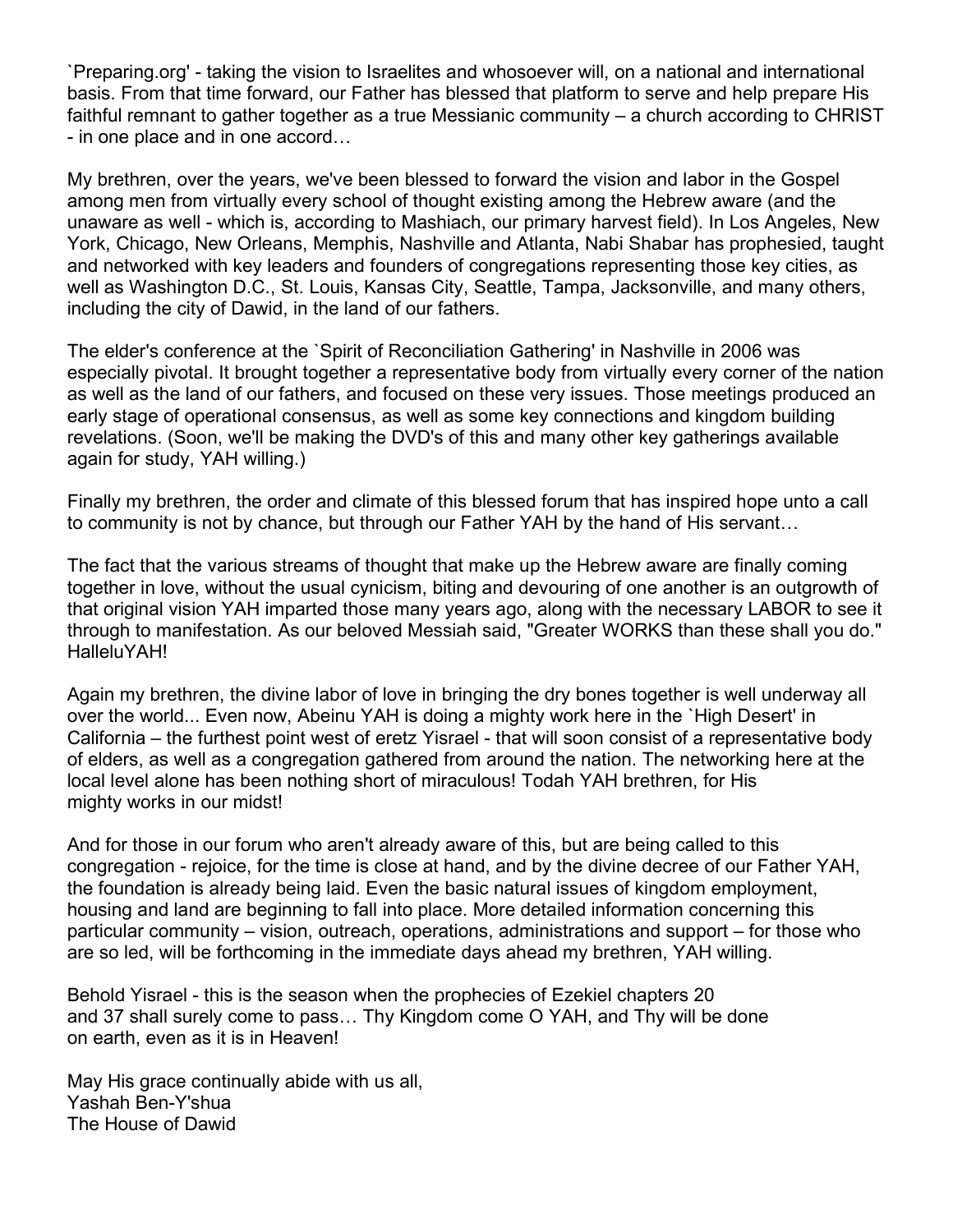`Preparing.org' - taking the vision to Israelites and whosoever will, on a national and international basis. From that time forward, our Father has blessed that platform to serve and help prepare His faithful remnant to gather together as a true Messianic community – a church according to CHRIST - in one place and in one accord…

My brethren, over the years, we've been blessed to forward the vision and labor in the Gospel among men from virtually every school of thought existing among the Hebrew aware (and the unaware as well - which is, according to Mashiach, our primary harvest field). In Los Angeles, New York, Chicago, New Orleans, Memphis, Nashville and Atlanta, Nabi Shabar has prophesied, taught and networked with key leaders and founders of congregations representing those key cities, as well as Washington D.C., St. Louis, Kansas City, Seattle, Tampa, Jacksonville, and many others, including the city of Dawid, in the land of our fathers.

The elder's conference at the `Spirit of Reconciliation Gathering' in Nashville in 2006 was especially pivotal. It brought together a representative body from virtually every corner of the nation as well as the land of our fathers, and focused on these very issues. Those meetings produced an early stage of operational consensus, as well as some key connections and kingdom building revelations. (Soon, we'll be making the DVD's of this and many other key gatherings available again for study, YAH willing.)

Finally my brethren, the order and climate of this blessed forum that has inspired hope unto a call to community is not by chance, but through our Father YAH by the hand of His servant…

The fact that the various streams of thought that make up the Hebrew aware are finally coming together in love, without the usual cynicism, biting and devouring of one another is an outgrowth of that original vision YAH imparted those many years ago, along with the necessary LABOR to see it through to manifestation. As our beloved Messiah said, "Greater WORKS than these shall you do." HalleluYAH!

Again my brethren, the divine labor of love in bringing the dry bones together is well underway all over the world... Even now, Abeinu YAH is doing a mighty work here in the `High Desert' in California – the furthest point west of eretz Yisrael - that will soon consist of a representative body of elders, as well as a congregation gathered from around the nation. The networking here at the local level alone has been nothing short of miraculous! Todah YAH brethren, for His mighty works in our midst!

And for those in our forum who aren't already aware of this, but are being called to this congregation - rejoice, for the time is close at hand, and by the divine decree of our Father YAH, the foundation is already being laid. Even the basic natural issues of kingdom employment, housing and land are beginning to fall into place. More detailed information concerning this particular community – vision, outreach, operations, administrations and support – for those who are so led, will be forthcoming in the immediate days ahead my brethren, YAH willing.

Behold Yisrael - this is the season when the prophecies of Ezekiel chapters 20 and 37 shall surely come to pass… Thy Kingdom come O YAH, and Thy will be done on earth, even as it is in Heaven!

May His grace continually abide with us all,  
Yashah Ben-Y'shua  
The House of Dawid